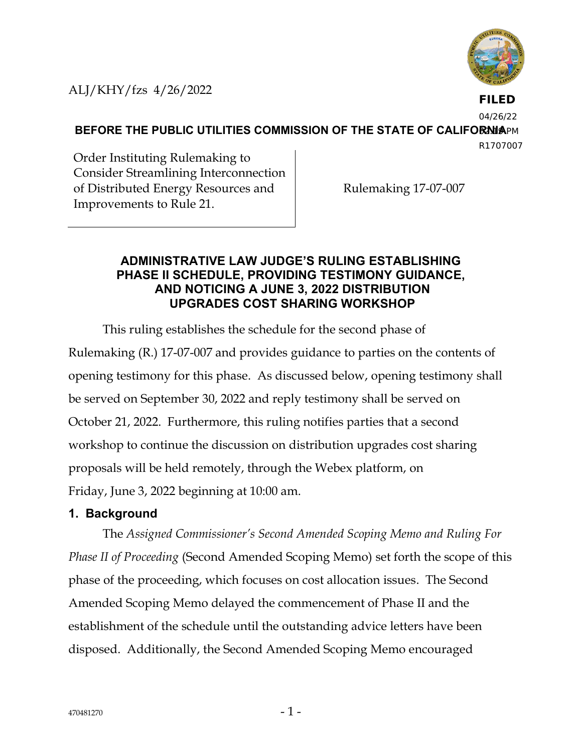ALJ/KHY/fzs 4/26/2022

**FILED**
04/26/22
02:18 PM
R1707007

**BEFORE THE PUBLIC UTILITIES COMMISSION OF THE STATE OF CALIFORNIA**

| Order Instituting Rulemaking to Consider Streamlining Interconnection of Distributed Energy Resources and Improvements to Rule 21. | Rulemaking 17-07-007 |
|---|---|

## ADMINISTRATIVE LAW JUDGE'S RULING ESTABLISHING PHASE II SCHEDULE, PROVIDING TESTIMONY GUIDANCE, AND NOTICING A JUNE 3, 2022 DISTRIBUTION UPGRADES COST SHARING WORKSHOP

This ruling establishes the schedule for the second phase of Rulemaking (R.) 17-07-007 and provides guidance to parties on the contents of opening testimony for this phase. As discussed below, opening testimony shall be served on September 30, 2022 and reply testimony shall be served on October 21, 2022. Furthermore, this ruling notifies parties that a second workshop to continue the discussion on distribution upgrades cost sharing proposals will be held remotely, through the Webex platform, on Friday, June 3, 2022 beginning at 10:00 am.

### 1. Background

The *Assigned Commissioner's Second Amended Scoping Memo and Ruling For Phase II of Proceeding* (Second Amended Scoping Memo) set forth the scope of this phase of the proceeding, which focuses on cost allocation issues. The Second Amended Scoping Memo delayed the commencement of Phase II and the establishment of the schedule until the outstanding advice letters have been disposed. Additionally, the Second Amended Scoping Memo encouraged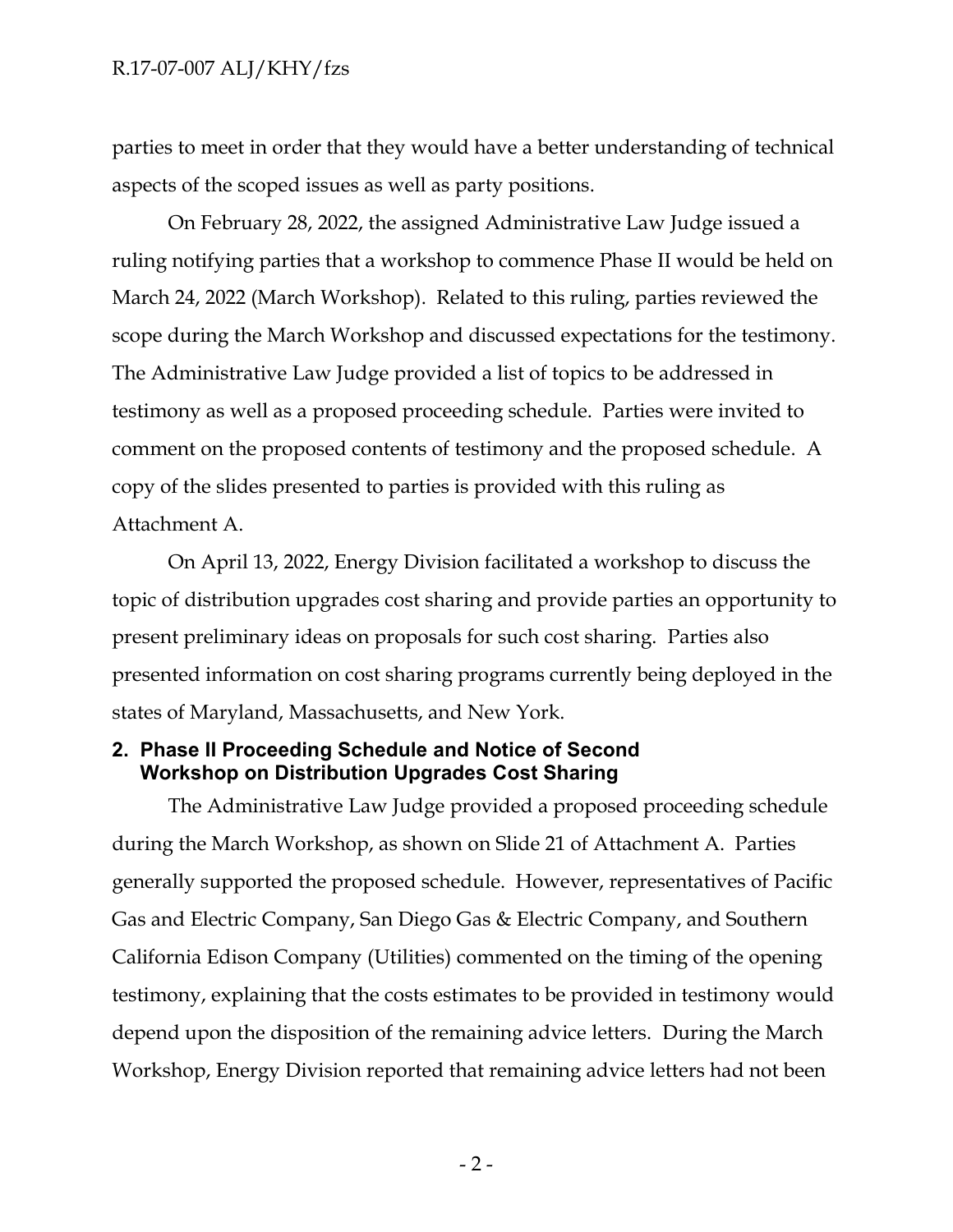parties to meet in order that they would have a better understanding of technical aspects of the scoped issues as well as party positions.

On February 28, 2022, the assigned Administrative Law Judge issued a ruling notifying parties that a workshop to commence Phase II would be held on March 24, 2022 (March Workshop). Related to this ruling, parties reviewed the scope during the March Workshop and discussed expectations for the testimony. The Administrative Law Judge provided a list of topics to be addressed in testimony as well as a proposed proceeding schedule. Parties were invited to comment on the proposed contents of testimony and the proposed schedule. A copy of the slides presented to parties is provided with this ruling as Attachment A.

On April 13, 2022, Energy Division facilitated a workshop to discuss the topic of distribution upgrades cost sharing and provide parties an opportunity to present preliminary ideas on proposals for such cost sharing. Parties also presented information on cost sharing programs currently being deployed in the states of Maryland, Massachusetts, and New York.

## 2. Phase II Proceeding Schedule and Notice of Second Workshop on Distribution Upgrades Cost Sharing

The Administrative Law Judge provided a proposed proceeding schedule during the March Workshop, as shown on Slide 21 of Attachment A. Parties generally supported the proposed schedule. However, representatives of Pacific Gas and Electric Company, San Diego Gas & Electric Company, and Southern California Edison Company (Utilities) commented on the timing of the opening testimony, explaining that the costs estimates to be provided in testimony would depend upon the disposition of the remaining advice letters. During the March Workshop, Energy Division reported that remaining advice letters had not been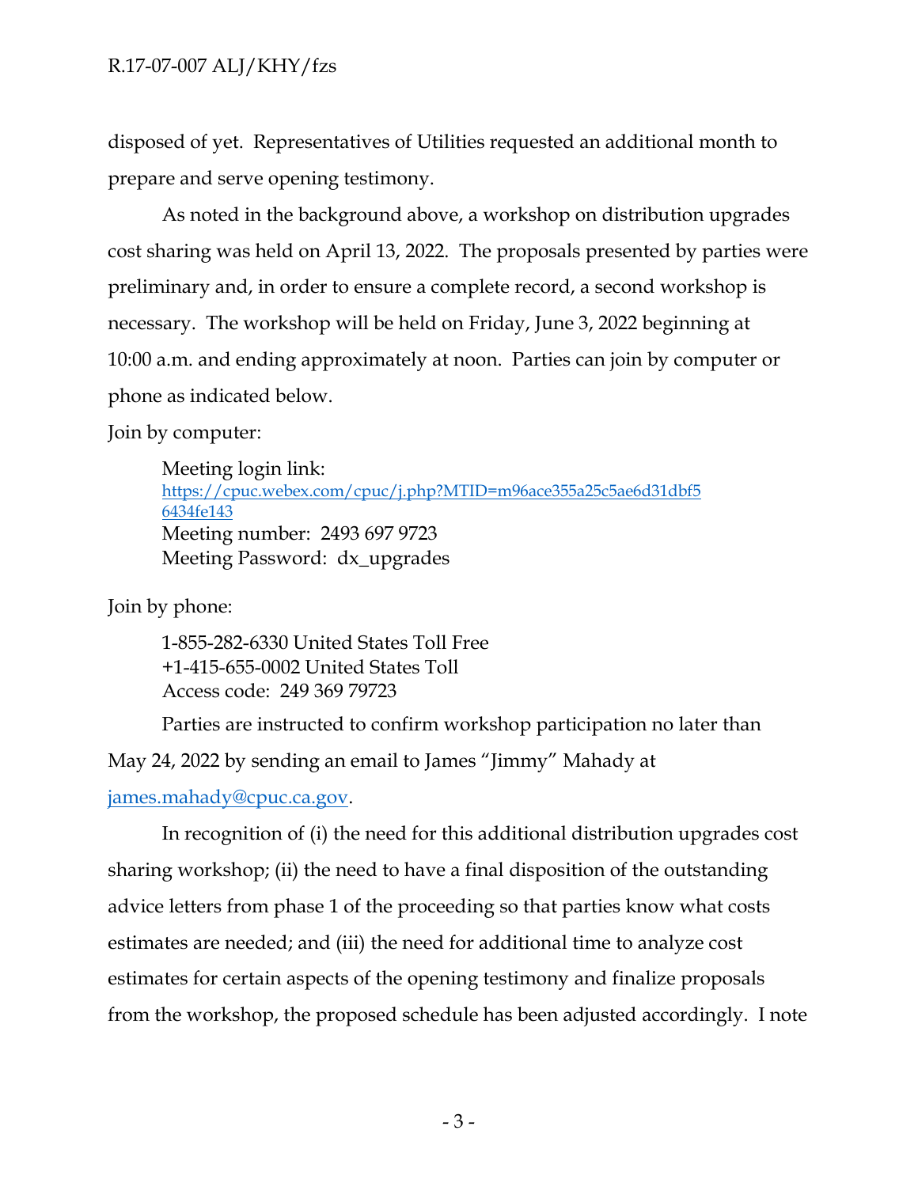disposed of yet. Representatives of Utilities requested an additional month to prepare and serve opening testimony.

As noted in the background above, a workshop on distribution upgrades cost sharing was held on April 13, 2022. The proposals presented by parties were preliminary and, in order to ensure a complete record, a second workshop is necessary. The workshop will be held on Friday, June 3, 2022 beginning at 10:00 a.m. and ending approximately at noon. Parties can join by computer or phone as indicated below.

Join by computer:

> Meeting login link:
> https://cpuc.webex.com/cpuc/j.php?MTID=m96ace355a25c5ae6d31dbf56434fe143
> Meeting number: 2493 697 9723
> Meeting Password: dx_upgrades

Join by phone:

> 1-855-282-6330 United States Toll Free
> +1-415-655-0002 United States Toll
> Access code: 249 369 79723

Parties are instructed to confirm workshop participation no later than May 24, 2022 by sending an email to James "Jimmy" Mahady at james.mahady@cpuc.ca.gov.

In recognition of (i) the need for this additional distribution upgrades cost sharing workshop; (ii) the need to have a final disposition of the outstanding advice letters from phase 1 of the proceeding so that parties know what costs estimates are needed; and (iii) the need for additional time to analyze cost estimates for certain aspects of the opening testimony and finalize proposals from the workshop, the proposed schedule has been adjusted accordingly. I note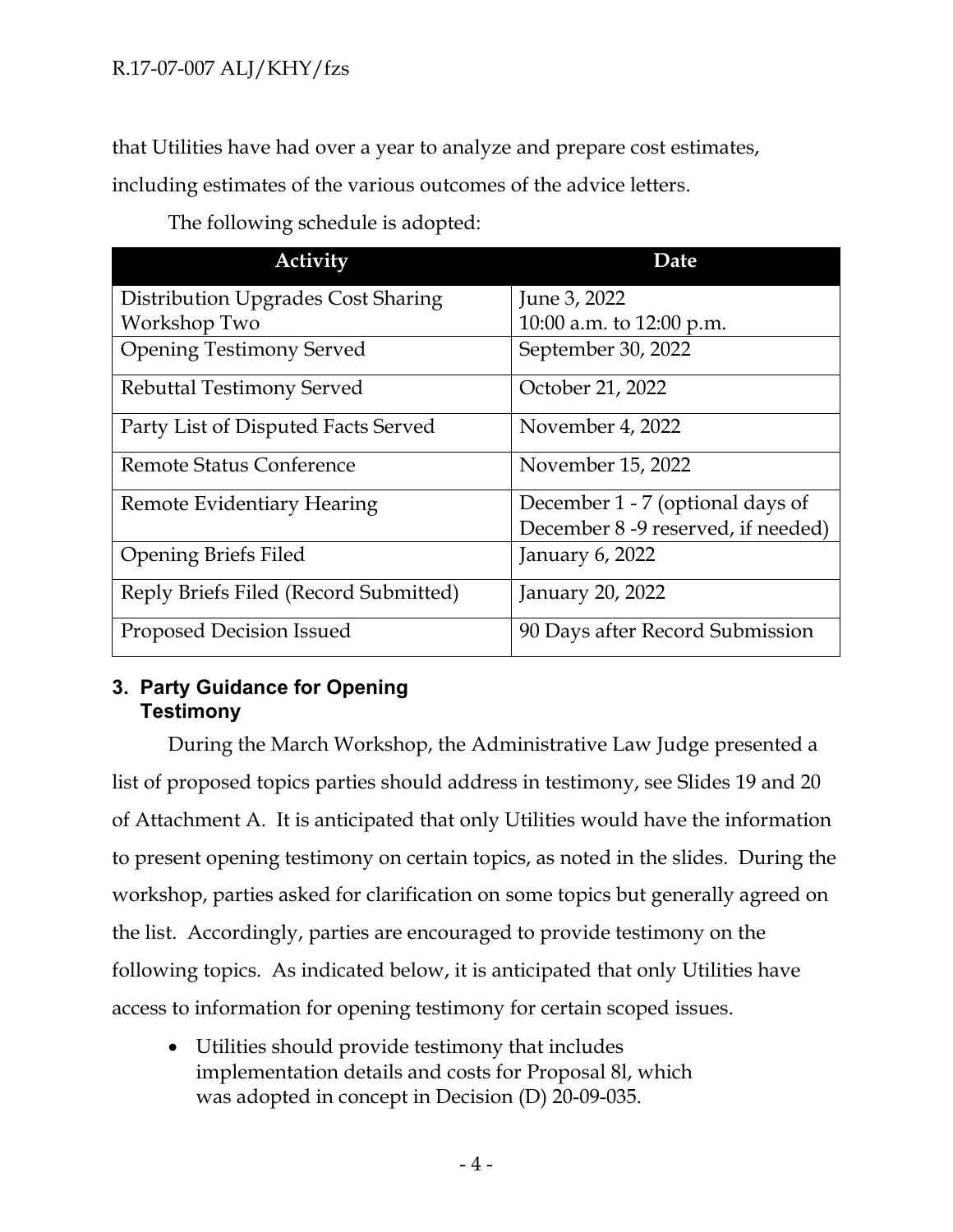that Utilities have had over a year to analyze and prepare cost estimates, including estimates of the various outcomes of the advice letters.

The following schedule is adopted:

| Activity | Date |
|---|---|
| Distribution Upgrades Cost Sharing Workshop Two | June 3, 2022<br>10:00 a.m. to 12:00 p.m. |
| Opening Testimony Served | September 30, 2022 |
| Rebuttal Testimony Served | October 21, 2022 |
| Party List of Disputed Facts Served | November 4, 2022 |
| Remote Status Conference | November 15, 2022 |
| Remote Evidentiary Hearing | December 1 - 7 (optional days of December 8 -9 reserved, if needed) |
| Opening Briefs Filed | January 6, 2022 |
| Reply Briefs Filed (Record Submitted) | January 20, 2022 |
| Proposed Decision Issued | 90 Days after Record Submission |

## 3. Party Guidance for Opening Testimony

During the March Workshop, the Administrative Law Judge presented a list of proposed topics parties should address in testimony, see Slides 19 and 20 of Attachment A. It is anticipated that only Utilities would have the information to present opening testimony on certain topics, as noted in the slides. During the workshop, parties asked for clarification on some topics but generally agreed on the list. Accordingly, parties are encouraged to provide testimony on the following topics. As indicated below, it is anticipated that only Utilities have access to information for opening testimony for certain scoped issues.

- Utilities should provide testimony that includes implementation details and costs for Proposal 8l, which was adopted in concept in Decision (D) 20-09-035.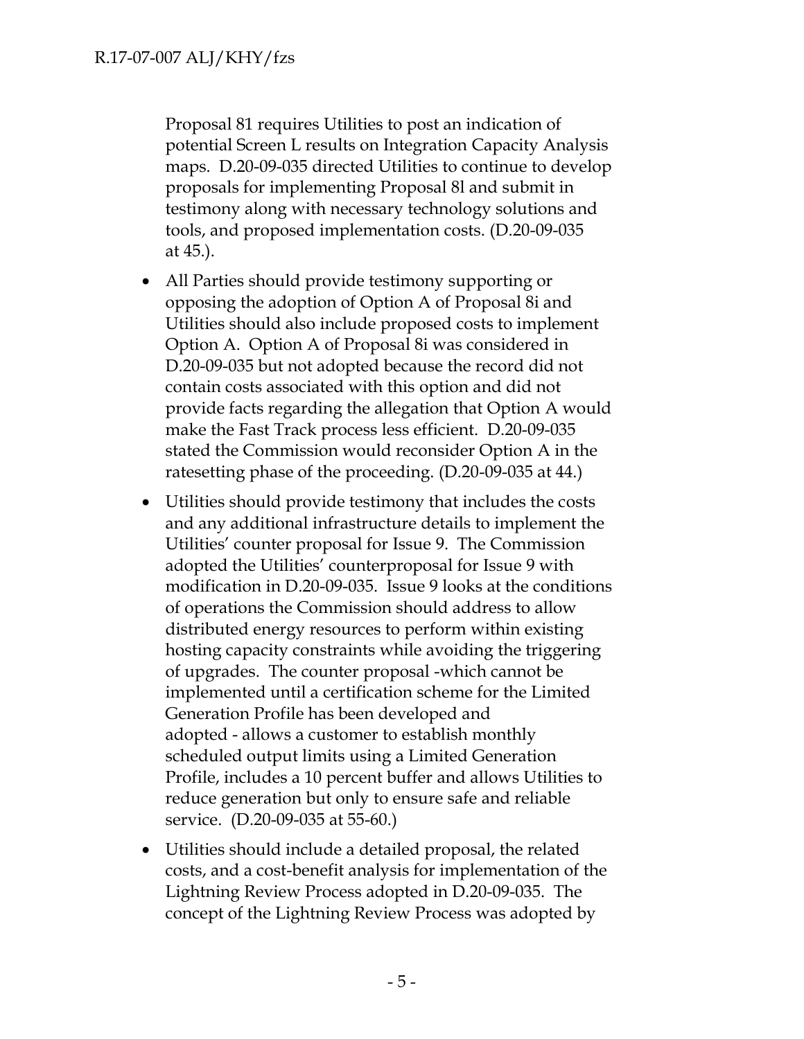Proposal 81 requires Utilities to post an indication of potential Screen L results on Integration Capacity Analysis maps. D.20-09-035 directed Utilities to continue to develop proposals for implementing Proposal 8l and submit in testimony along with necessary technology solutions and tools, and proposed implementation costs. (D.20-09-035 at 45.).

- All Parties should provide testimony supporting or opposing the adoption of Option A of Proposal 8i and Utilities should also include proposed costs to implement Option A. Option A of Proposal 8i was considered in D.20-09-035 but not adopted because the record did not contain costs associated with this option and did not provide facts regarding the allegation that Option A would make the Fast Track process less efficient. D.20-09-035 stated the Commission would reconsider Option A in the ratesetting phase of the proceeding. (D.20-09-035 at 44.)
- Utilities should provide testimony that includes the costs and any additional infrastructure details to implement the Utilities' counter proposal for Issue 9. The Commission adopted the Utilities' counterproposal for Issue 9 with modification in D.20-09-035. Issue 9 looks at the conditions of operations the Commission should address to allow distributed energy resources to perform within existing hosting capacity constraints while avoiding the triggering of upgrades. The counter proposal -which cannot be implemented until a certification scheme for the Limited Generation Profile has been developed and adopted - allows a customer to establish monthly scheduled output limits using a Limited Generation Profile, includes a 10 percent buffer and allows Utilities to reduce generation but only to ensure safe and reliable service. (D.20-09-035 at 55-60.)
- Utilities should include a detailed proposal, the related costs, and a cost-benefit analysis for implementation of the Lightning Review Process adopted in D.20-09-035. The concept of the Lightning Review Process was adopted by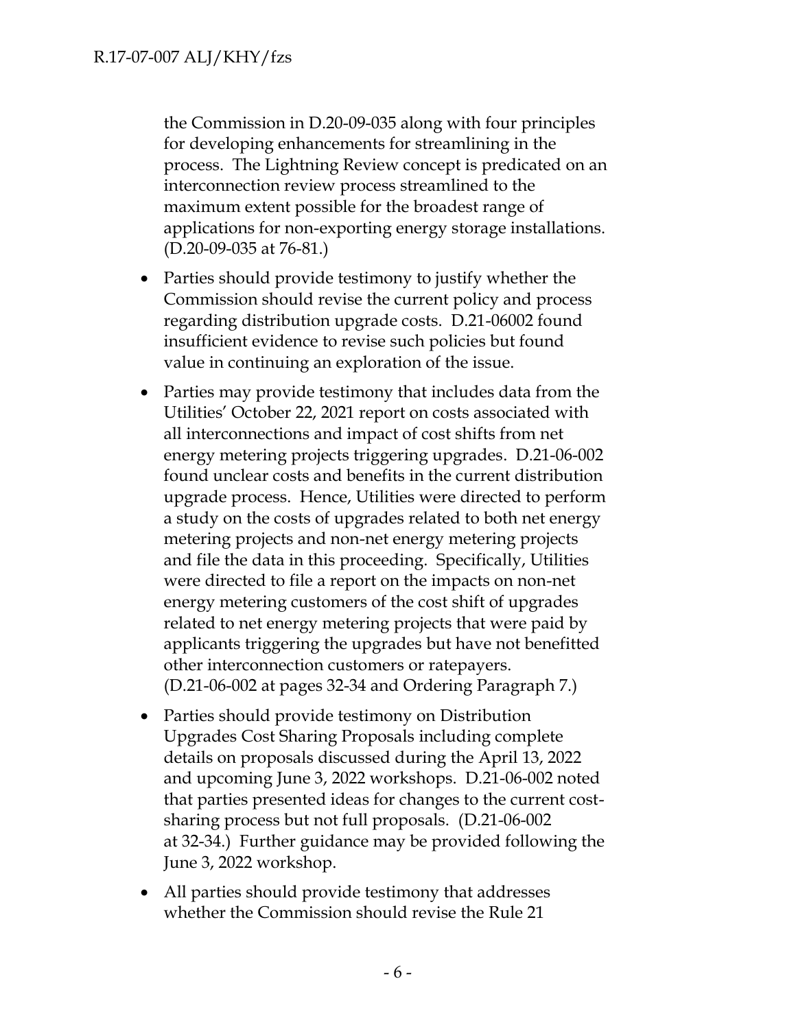the Commission in D.20-09-035 along with four principles for developing enhancements for streamlining in the process. The Lightning Review concept is predicated on an interconnection review process streamlined to the maximum extent possible for the broadest range of applications for non-exporting energy storage installations. (D.20-09-035 at 76-81.)

- Parties should provide testimony to justify whether the Commission should revise the current policy and process regarding distribution upgrade costs. D.21-06002 found insufficient evidence to revise such policies but found value in continuing an exploration of the issue.
- Parties may provide testimony that includes data from the Utilities' October 22, 2021 report on costs associated with all interconnections and impact of cost shifts from net energy metering projects triggering upgrades. D.21-06-002 found unclear costs and benefits in the current distribution upgrade process. Hence, Utilities were directed to perform a study on the costs of upgrades related to both net energy metering projects and non-net energy metering projects and file the data in this proceeding. Specifically, Utilities were directed to file a report on the impacts on non-net energy metering customers of the cost shift of upgrades related to net energy metering projects that were paid by applicants triggering the upgrades but have not benefitted other interconnection customers or ratepayers. (D.21-06-002 at pages 32-34 and Ordering Paragraph 7.)
- Parties should provide testimony on Distribution Upgrades Cost Sharing Proposals including complete details on proposals discussed during the April 13, 2022 and upcoming June 3, 2022 workshops. D.21-06-002 noted that parties presented ideas for changes to the current cost-sharing process but not full proposals. (D.21-06-002 at 32-34.) Further guidance may be provided following the June 3, 2022 workshop.
- All parties should provide testimony that addresses whether the Commission should revise the Rule 21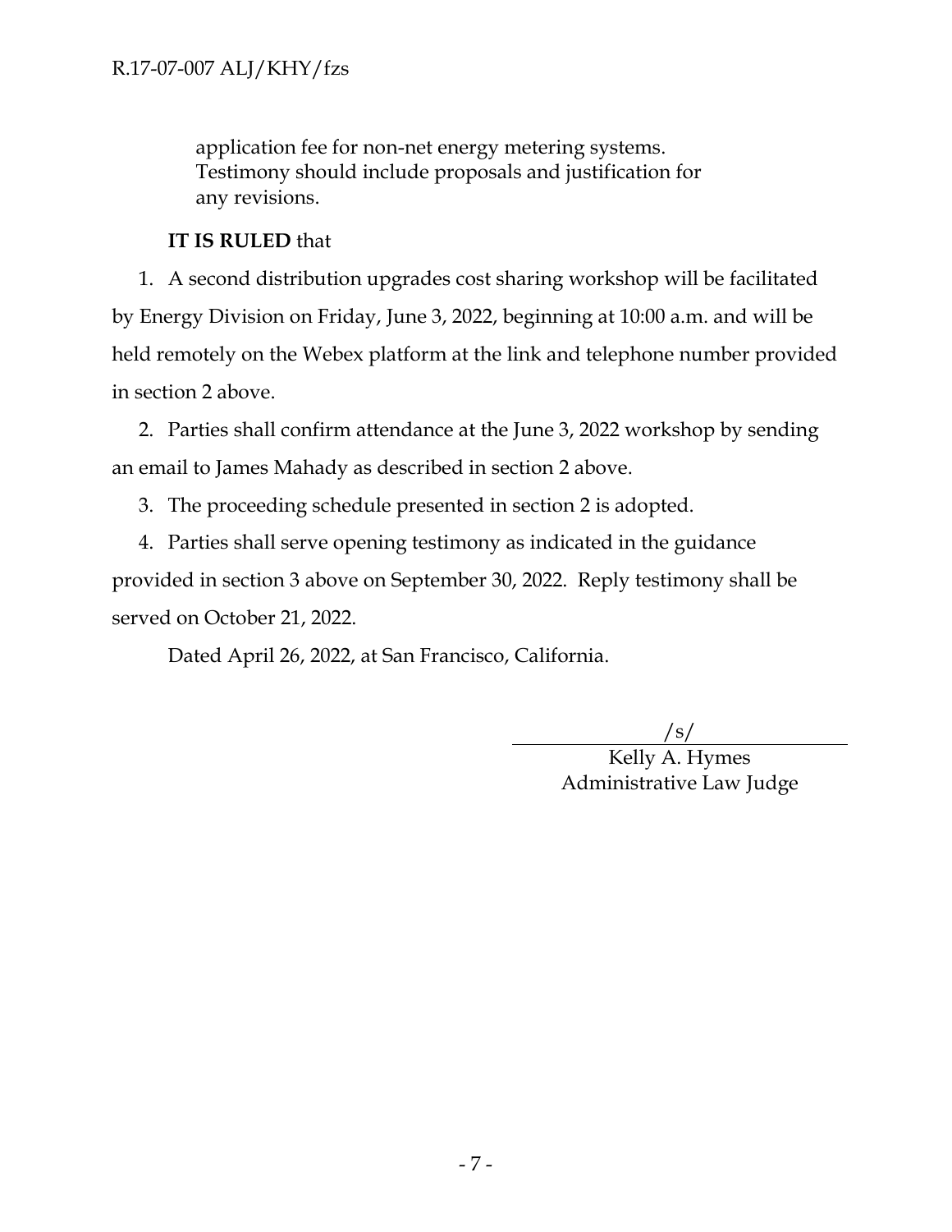application fee for non-net energy metering systems. Testimony should include proposals and justification for any revisions.

**IT IS RULED** that

1. A second distribution upgrades cost sharing workshop will be facilitated by Energy Division on Friday, June 3, 2022, beginning at 10:00 a.m. and will be held remotely on the Webex platform at the link and telephone number provided in section 2 above.
2. Parties shall confirm attendance at the June 3, 2022 workshop by sending an email to James Mahady as described in section 2 above.
3. The proceeding schedule presented in section 2 is adopted.
4. Parties shall serve opening testimony as indicated in the guidance provided in section 3 above on September 30, 2022. Reply testimony shall be served on October 21, 2022.

Dated April 26, 2022, at San Francisco, California.

/s/
Kelly A. Hymes
Administrative Law Judge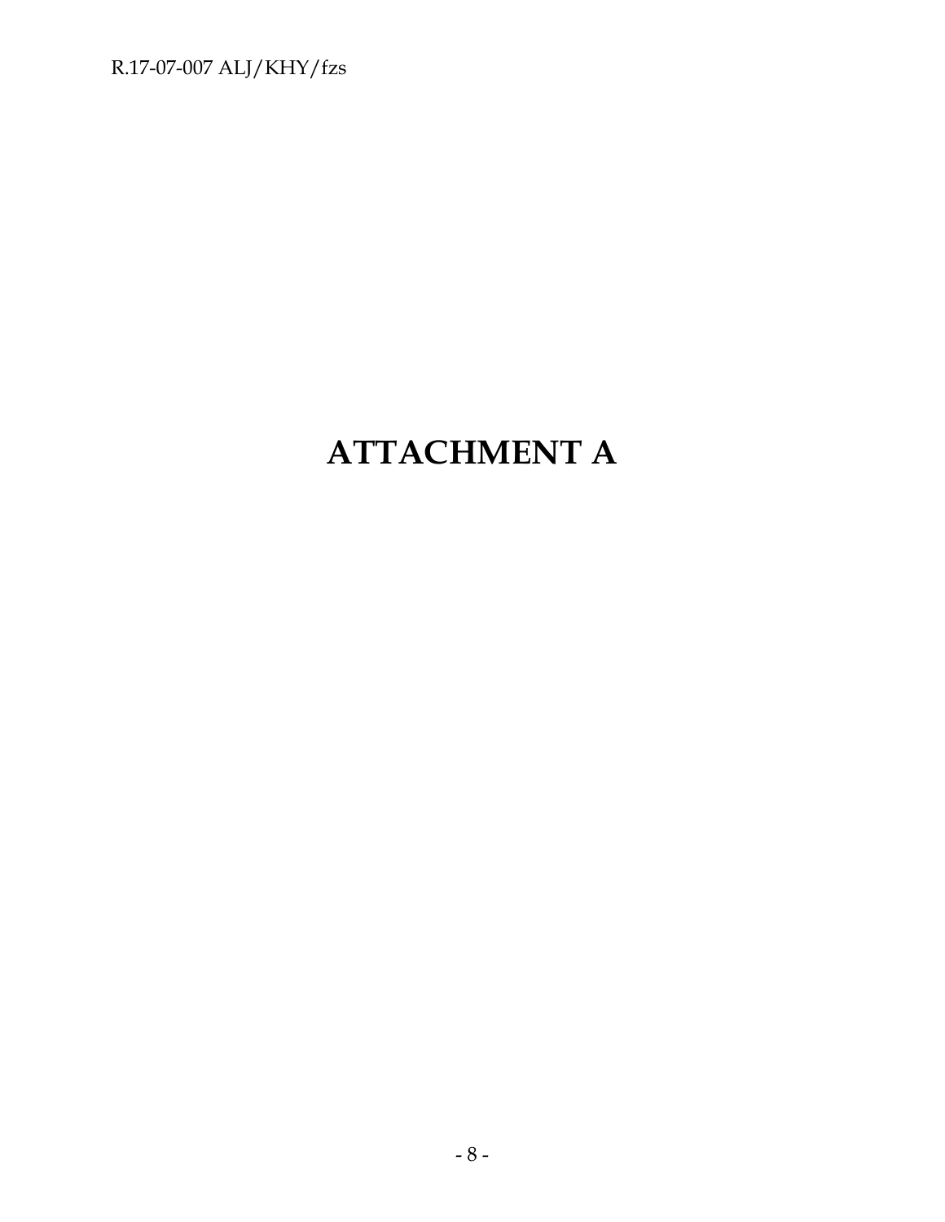# ATTACHMENT A